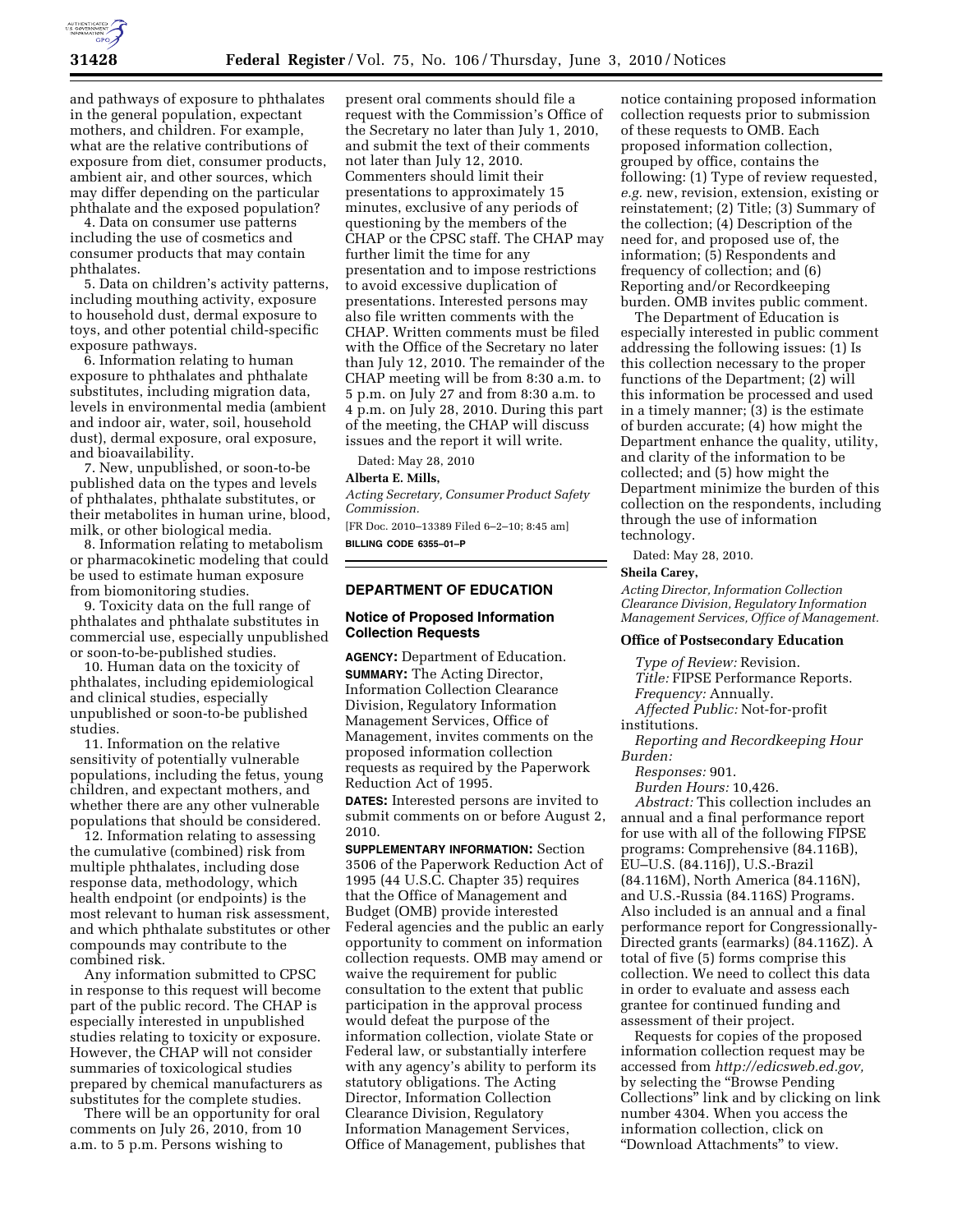and pathways of exposure to phthalates in the general population, expectant mothers, and children. For example, what are the relative contributions of exposure from diet, consumer products, ambient air, and other sources, which may differ depending on the particular phthalate and the exposed population?

4. Data on consumer use patterns including the use of cosmetics and consumer products that may contain phthalates.

5. Data on children's activity patterns, including mouthing activity, exposure to household dust, dermal exposure to toys, and other potential child-specific exposure pathways.

6. Information relating to human exposure to phthalates and phthalate substitutes, including migration data, levels in environmental media (ambient and indoor air, water, soil, household dust), dermal exposure, oral exposure, and bioavailability.

7. New, unpublished, or soon-to-be published data on the types and levels of phthalates, phthalate substitutes, or their metabolites in human urine, blood, milk, or other biological media.

8. Information relating to metabolism or pharmacokinetic modeling that could be used to estimate human exposure from biomonitoring studies.

9. Toxicity data on the full range of phthalates and phthalate substitutes in commercial use, especially unpublished or soon-to-be-published studies.

10. Human data on the toxicity of phthalates, including epidemiological and clinical studies, especially unpublished or soon-to-be published studies.

11. Information on the relative sensitivity of potentially vulnerable populations, including the fetus, young children, and expectant mothers, and whether there are any other vulnerable populations that should be considered.

12. Information relating to assessing the cumulative (combined) risk from multiple phthalates, including dose response data, methodology, which health endpoint (or endpoints) is the most relevant to human risk assessment, and which phthalate substitutes or other compounds may contribute to the combined risk.

Any information submitted to CPSC in response to this request will become part of the public record. The CHAP is especially interested in unpublished studies relating to toxicity or exposure. However, the CHAP will not consider summaries of toxicological studies prepared by chemical manufacturers as substitutes for the complete studies.

There will be an opportunity for oral comments on July 26, 2010, from 10 a.m. to 5 p.m. Persons wishing to present oral comments should file a request with the Commission's Office of the Secretary no later than July 1, 2010, and submit the text of their comments not later than July 12, 2010. Commenters should limit their presentations to approximately 15 minutes, exclusive of any periods of questioning by the members of the CHAP or the CPSC staff. The CHAP may further limit the time for any presentation and to impose restrictions to avoid excessive duplication of presentations. Interested persons may also file written comments with the CHAP. Written comments must be filed with the Office of the Secretary no later than July 12, 2010. The remainder of the CHAP meeting will be from 8:30 a.m. to 5 p.m. on July 27 and from 8:30 a.m. to 4 p.m. on July 28, 2010. During this part of the meeting, the CHAP will discuss issues and the report it will write.

Dated: May 28, 2010

**Alberta E. Mills,**

*Acting Secretary, Consumer Product Safety Commission.*

[FR Doc. 2010–13389 Filed 6–2–10; 8:45 am]

**BILLING CODE 6355–01–P**

## DEPARTMENT OF EDUCATION

### Notice of Proposed Information Collection Requests

**AGENCY:** Department of Education.

**SUMMARY:** The Acting Director, Information Collection Clearance Division, Regulatory Information Management Services, Office of Management, invites comments on the proposed information collection requests as required by the Paperwork Reduction Act of 1995.

**DATES:** Interested persons are invited to submit comments on or before August 2, 2010.

**SUPPLEMENTARY INFORMATION:** Section 3506 of the Paperwork Reduction Act of 1995 (44 U.S.C. Chapter 35) requires that the Office of Management and Budget (OMB) provide interested Federal agencies and the public an early opportunity to comment on information collection requests. OMB may amend or waive the requirement for public consultation to the extent that public participation in the approval process would defeat the purpose of the information collection, violate State or Federal law, or substantially interfere with any agency's ability to perform its statutory obligations. The Acting Director, Information Collection Clearance Division, Regulatory Information Management Services, Office of Management, publishes that notice containing proposed information collection requests prior to submission of these requests to OMB. Each proposed information collection, grouped by office, contains the following: (1) Type of review requested, *e.g.* new, revision, extension, existing or reinstatement; (2) Title; (3) Summary of the collection; (4) Description of the need for, and proposed use of, the information; (5) Respondents and frequency of collection; and (6) Reporting and/or Recordkeeping burden. OMB invites public comment.

The Department of Education is especially interested in public comment addressing the following issues: (1) Is this collection necessary to the proper functions of the Department; (2) will this information be processed and used in a timely manner; (3) is the estimate of burden accurate; (4) how might the Department enhance the quality, utility, and clarity of the information to be collected; and (5) how might the Department minimize the burden of this collection on the respondents, including through the use of information technology.

Dated: May 28, 2010.

**Sheila Carey,**

*Acting Director, Information Collection Clearance Division, Regulatory Information Management Services, Office of Management.*

**Office of Postsecondary Education**

*Type of Review:* Revision.

*Title:* FIPSE Performance Reports.

*Frequency:* Annually.

*Affected Public:* Not-for-profit institutions.

*Reporting and Recordkeeping Hour Burden:*

*Responses:* 901.

*Burden Hours:* 10,426.

*Abstract:* This collection includes an annual and a final performance report for use with all of the following FIPSE programs: Comprehensive (84.116B), EU–U.S. (84.116J), U.S.-Brazil (84.116M), North America (84.116N), and U.S.-Russia (84.116S) Programs. Also included is an annual and a final performance report for Congressionally-Directed grants (earmarks) (84.116Z). A total of five (5) forms comprise this collection. We need to collect this data in order to evaluate and assess each grantee for continued funding and assessment of their project.

Requests for copies of the proposed information collection request may be accessed from *http://edicsweb.ed.gov,* by selecting the "Browse Pending Collections" link and by clicking on link number 4304. When you access the information collection, click on "Download Attachments" to view.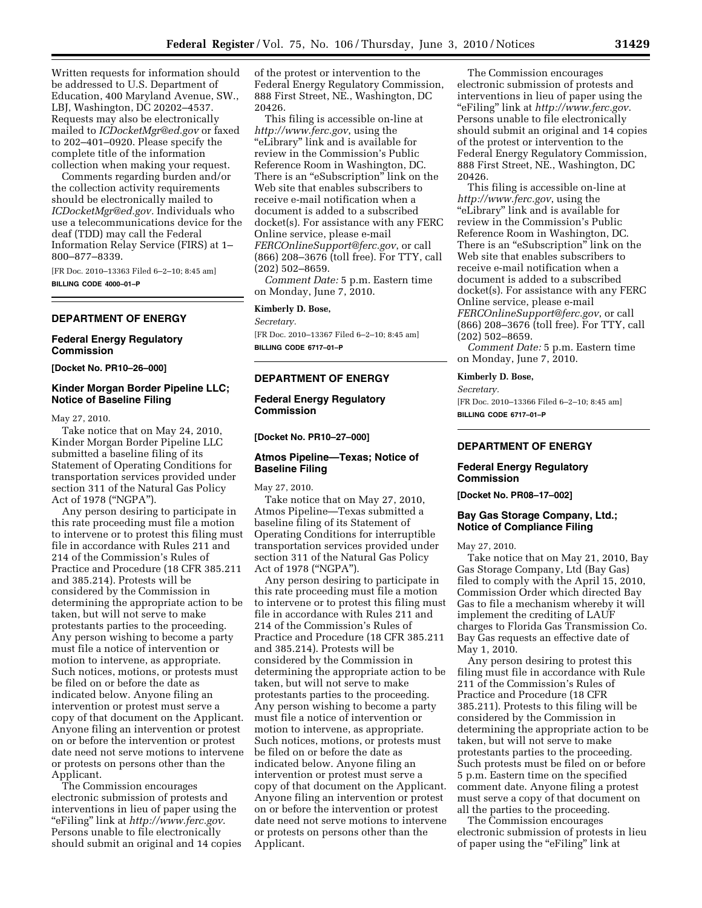Written requests for information should be addressed to U.S. Department of Education, 400 Maryland Avenue, SW., LBJ, Washington, DC 20202–4537. Requests may also be electronically mailed to *ICDocketMgr@ed.gov* or faxed to 202–401–0920. Please specify the complete title of the information collection when making your request.

Comments regarding burden and/or the collection activity requirements should be electronically mailed to *ICDocketMgr@ed.gov.* Individuals who use a telecommunications device for the deaf (TDD) may call the Federal Information Relay Service (FIRS) at 1–800–877–8339.

[FR Doc. 2010–13363 Filed 6–2–10; 8:45 am]

**BILLING CODE 4000–01–P**

## DEPARTMENT OF ENERGY

### Federal Energy Regulatory Commission

**[Docket No. PR10–26–000]**

### Kinder Morgan Border Pipeline LLC; Notice of Baseline Filing

May 27, 2010.

Take notice that on May 24, 2010, Kinder Morgan Border Pipeline LLC submitted a baseline filing of its Statement of Operating Conditions for transportation services provided under section 311 of the Natural Gas Policy Act of 1978 ("NGPA").

Any person desiring to participate in this rate proceeding must file a motion to intervene or to protest this filing must file in accordance with Rules 211 and 214 of the Commission's Rules of Practice and Procedure (18 CFR 385.211 and 385.214). Protests will be considered by the Commission in determining the appropriate action to be taken, but will not serve to make protestants parties to the proceeding. Any person wishing to become a party must file a notice of intervention or motion to intervene, as appropriate. Such notices, motions, or protests must be filed on or before the date as indicated below. Anyone filing an intervention or protest must serve a copy of that document on the Applicant. Anyone filing an intervention or protest on or before the intervention or protest date need not serve motions to intervene or protests on persons other than the Applicant.

The Commission encourages electronic submission of protests and interventions in lieu of paper using the "eFiling" link at *http://www.ferc.gov*. Persons unable to file electronically should submit an original and 14 copies of the protest or intervention to the Federal Energy Regulatory Commission, 888 First Street, NE., Washington, DC 20426.

This filing is accessible on-line at *http://www.ferc.gov*, using the "eLibrary" link and is available for review in the Commission's Public Reference Room in Washington, DC. There is an "eSubscription" link on the Web site that enables subscribers to receive e-mail notification when a document is added to a subscribed docket(s). For assistance with any FERC Online service, please e-mail *FERCOnlineSupport@ferc.gov*, or call (866) 208–3676 (toll free). For TTY, call (202) 502–8659.

*Comment Date:* 5 p.m. Eastern time on Monday, June 7, 2010.

**Kimberly D. Bose,**

*Secretary.*

[FR Doc. 2010–13367 Filed 6–2–10; 8:45 am]

**BILLING CODE 6717–01–P**

## DEPARTMENT OF ENERGY

### Federal Energy Regulatory Commission

**[Docket No. PR10–27–000]**

### Atmos Pipeline—Texas; Notice of Baseline Filing

May 27, 2010.

Take notice that on May 27, 2010, Atmos Pipeline—Texas submitted a baseline filing of its Statement of Operating Conditions for interruptible transportation services provided under section 311 of the Natural Gas Policy Act of 1978 ("NGPA").

Any person desiring to participate in this rate proceeding must file a motion to intervene or to protest this filing must file in accordance with Rules 211 and 214 of the Commission's Rules of Practice and Procedure (18 CFR 385.211 and 385.214). Protests will be considered by the Commission in determining the appropriate action to be taken, but will not serve to make protestants parties to the proceeding. Any person wishing to become a party must file a notice of intervention or motion to intervene, as appropriate. Such notices, motions, or protests must be filed on or before the date as indicated below. Anyone filing an intervention or protest must serve a copy of that document on the Applicant. Anyone filing an intervention or protest on or before the intervention or protest date need not serve motions to intervene or protests on persons other than the Applicant.

The Commission encourages electronic submission of protests and interventions in lieu of paper using the "eFiling" link at *http://www.ferc.gov*. Persons unable to file electronically should submit an original and 14 copies of the protest or intervention to the Federal Energy Regulatory Commission, 888 First Street, NE., Washington, DC 20426.

This filing is accessible on-line at *http://www.ferc.gov*, using the "eLibrary" link and is available for review in the Commission's Public Reference Room in Washington, DC. There is an "eSubscription" link on the Web site that enables subscribers to receive e-mail notification when a document is added to a subscribed docket(s). For assistance with any FERC Online service, please e-mail *FERCOnlineSupport@ferc.gov*, or call (866) 208–3676 (toll free). For TTY, call (202) 502–8659.

*Comment Date:* 5 p.m. Eastern time on Monday, June 7, 2010.

**Kimberly D. Bose,**

*Secretary.*

[FR Doc. 2010–13366 Filed 6–2–10; 8:45 am]

**BILLING CODE 6717–01–P**

## DEPARTMENT OF ENERGY

### Federal Energy Regulatory Commission

**[Docket No. PR08–17–002]**

### Bay Gas Storage Company, Ltd.; Notice of Compliance Filing

May 27, 2010.

Take notice that on May 21, 2010, Bay Gas Storage Company, Ltd (Bay Gas) filed to comply with the April 15, 2010, Commission Order which directed Bay Gas to file a mechanism whereby it will implement the crediting of LAUF charges to Florida Gas Transmission Co. Bay Gas requests an effective date of May 1, 2010.

Any person desiring to protest this filing must file in accordance with Rule 211 of the Commission's Rules of Practice and Procedure (18 CFR 385.211). Protests to this filing will be considered by the Commission in determining the appropriate action to be taken, but will not serve to make protestants parties to the proceeding. Such protests must be filed on or before 5 p.m. Eastern time on the specified comment date. Anyone filing a protest must serve a copy of that document on all the parties to the proceeding.

The Commission encourages electronic submission of protests in lieu of paper using the "eFiling" link at